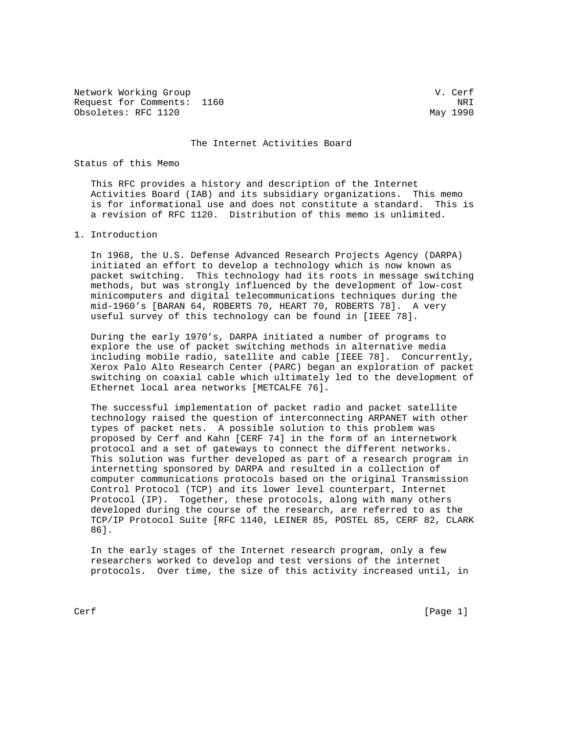Network Working Group V. Cerf
Request for Comments: 1160 NRI
Obsoletes: RFC 1120 May 1990

# The Internet Activities Board

## Status of this Memo

This RFC provides a history and description of the Internet Activities Board (IAB) and its subsidiary organizations. This memo is for informational use and does not constitute a standard. This is a revision of RFC 1120. Distribution of this memo is unlimited.

## 1. Introduction

In 1968, the U.S. Defense Advanced Research Projects Agency (DARPA) initiated an effort to develop a technology which is now known as packet switching. This technology had its roots in message switching methods, but was strongly influenced by the development of low-cost minicomputers and digital telecommunications techniques during the mid-1960's [BARAN 64, ROBERTS 70, HEART 70, ROBERTS 78]. A very useful survey of this technology can be found in [IEEE 78].

During the early 1970's, DARPA initiated a number of programs to explore the use of packet switching methods in alternative media including mobile radio, satellite and cable [IEEE 78]. Concurrently, Xerox Palo Alto Research Center (PARC) began an exploration of packet switching on coaxial cable which ultimately led to the development of Ethernet local area networks [METCALFE 76].

The successful implementation of packet radio and packet satellite technology raised the question of interconnecting ARPANET with other types of packet nets. A possible solution to this problem was proposed by Cerf and Kahn [CERF 74] in the form of an internetwork protocol and a set of gateways to connect the different networks. This solution was further developed as part of a research program in internetting sponsored by DARPA and resulted in a collection of computer communications protocols based on the original Transmission Control Protocol (TCP) and its lower level counterpart, Internet Protocol (IP). Together, these protocols, along with many others developed during the course of the research, are referred to as the TCP/IP Protocol Suite [RFC 1140, LEINER 85, POSTEL 85, CERF 82, CLARK 86].

In the early stages of the Internet research program, only a few researchers worked to develop and test versions of the internet protocols. Over time, the size of this activity increased until, in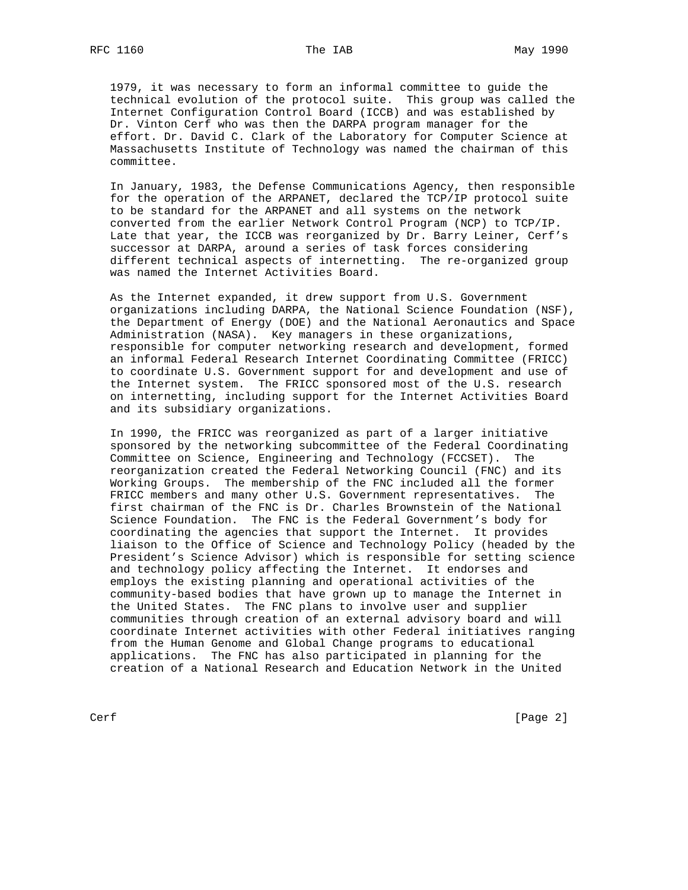1979, it was necessary to form an informal committee to guide the technical evolution of the protocol suite. This group was called the Internet Configuration Control Board (ICCB) and was established by Dr. Vinton Cerf who was then the DARPA program manager for the effort. Dr. David C. Clark of the Laboratory for Computer Science at Massachusetts Institute of Technology was named the chairman of this committee.

In January, 1983, the Defense Communications Agency, then responsible for the operation of the ARPANET, declared the TCP/IP protocol suite to be standard for the ARPANET and all systems on the network converted from the earlier Network Control Program (NCP) to TCP/IP. Late that year, the ICCB was reorganized by Dr. Barry Leiner, Cerf's successor at DARPA, around a series of task forces considering different technical aspects of internetting. The re-organized group was named the Internet Activities Board.

As the Internet expanded, it drew support from U.S. Government organizations including DARPA, the National Science Foundation (NSF), the Department of Energy (DOE) and the National Aeronautics and Space Administration (NASA). Key managers in these organizations, responsible for computer networking research and development, formed an informal Federal Research Internet Coordinating Committee (FRICC) to coordinate U.S. Government support for and development and use of the Internet system. The FRICC sponsored most of the U.S. research on internetting, including support for the Internet Activities Board and its subsidiary organizations.

In 1990, the FRICC was reorganized as part of a larger initiative sponsored by the networking subcommittee of the Federal Coordinating Committee on Science, Engineering and Technology (FCCSET). The reorganization created the Federal Networking Council (FNC) and its Working Groups. The membership of the FNC included all the former FRICC members and many other U.S. Government representatives. The first chairman of the FNC is Dr. Charles Brownstein of the National Science Foundation. The FNC is the Federal Government's body for coordinating the agencies that support the Internet. It provides liaison to the Office of Science and Technology Policy (headed by the President's Science Advisor) which is responsible for setting science and technology policy affecting the Internet. It endorses and employs the existing planning and operational activities of the community-based bodies that have grown up to manage the Internet in the United States. The FNC plans to involve user and supplier communities through creation of an external advisory board and will coordinate Internet activities with other Federal initiatives ranging from the Human Genome and Global Change programs to educational applications. The FNC has also participated in planning for the creation of a National Research and Education Network in the United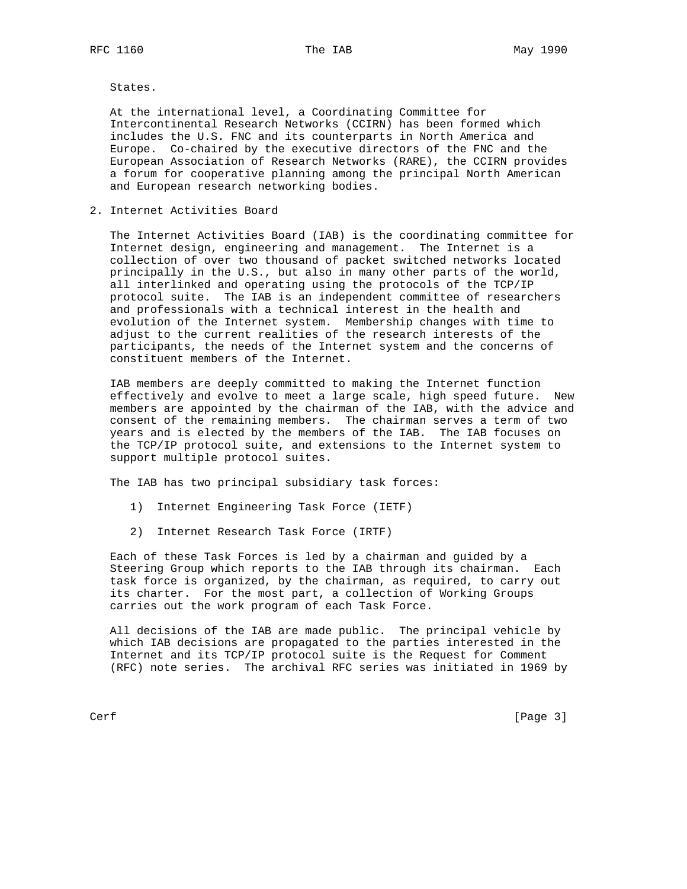States.

At the international level, a Coordinating Committee for Intercontinental Research Networks (CCIRN) has been formed which includes the U.S. FNC and its counterparts in North America and Europe. Co-chaired by the executive directors of the FNC and the European Association of Research Networks (RARE), the CCIRN provides a forum for cooperative planning among the principal North American and European research networking bodies.

## 2. Internet Activities Board

The Internet Activities Board (IAB) is the coordinating committee for Internet design, engineering and management. The Internet is a collection of over two thousand of packet switched networks located principally in the U.S., but also in many other parts of the world, all interlinked and operating using the protocols of the TCP/IP protocol suite. The IAB is an independent committee of researchers and professionals with a technical interest in the health and evolution of the Internet system. Membership changes with time to adjust to the current realities of the research interests of the participants, the needs of the Internet system and the concerns of constituent members of the Internet.

IAB members are deeply committed to making the Internet function effectively and evolve to meet a large scale, high speed future. New members are appointed by the chairman of the IAB, with the advice and consent of the remaining members. The chairman serves a term of two years and is elected by the members of the IAB. The IAB focuses on the TCP/IP protocol suite, and extensions to the Internet system to support multiple protocol suites.

The IAB has two principal subsidiary task forces:

1) Internet Engineering Task Force (IETF)

2) Internet Research Task Force (IRTF)

Each of these Task Forces is led by a chairman and guided by a Steering Group which reports to the IAB through its chairman. Each task force is organized, by the chairman, as required, to carry out its charter. For the most part, a collection of Working Groups carries out the work program of each Task Force.

All decisions of the IAB are made public. The principal vehicle by which IAB decisions are propagated to the parties interested in the Internet and its TCP/IP protocol suite is the Request for Comment (RFC) note series. The archival RFC series was initiated in 1969 by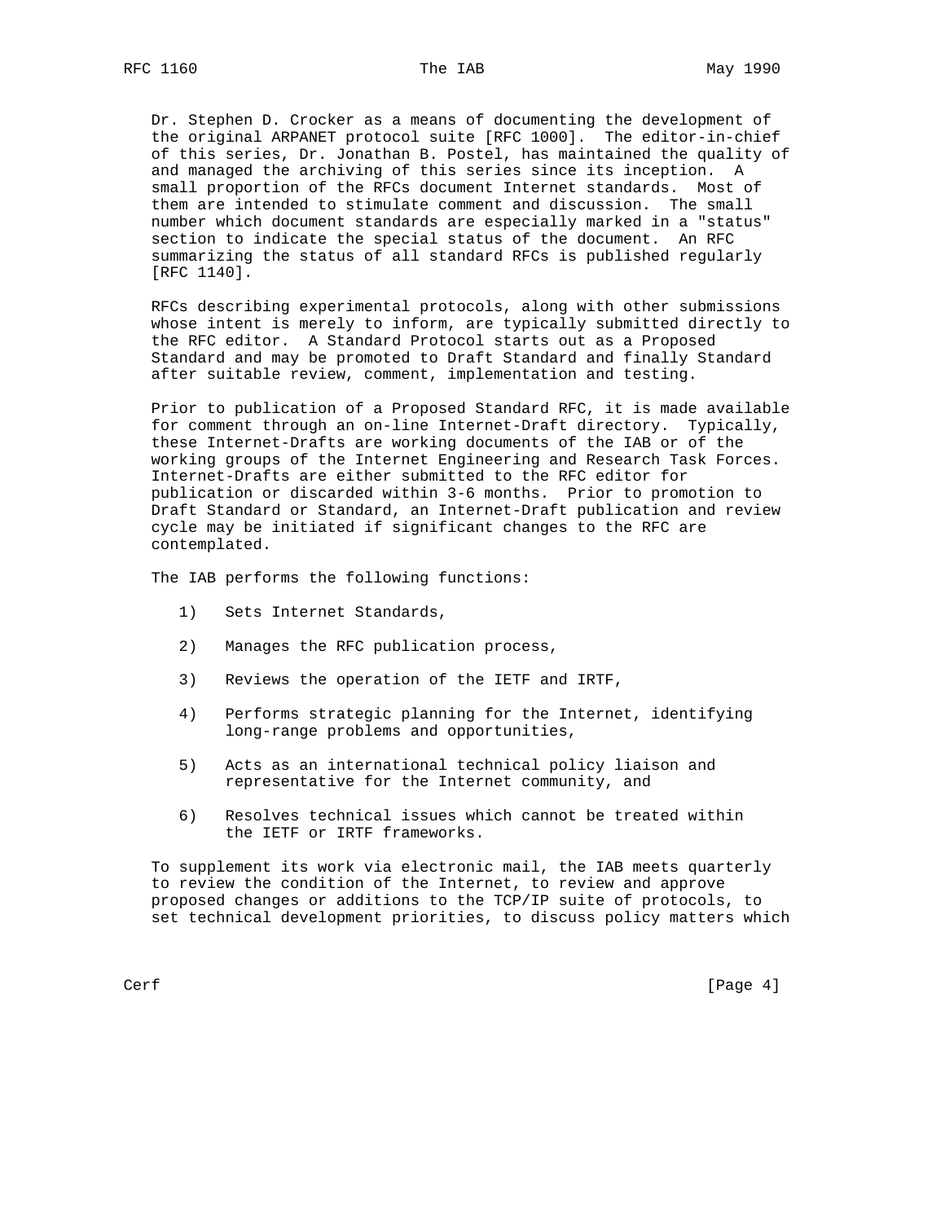Dr. Stephen D. Crocker as a means of documenting the development of the original ARPANET protocol suite [RFC 1000]. The editor-in-chief of this series, Dr. Jonathan B. Postel, has maintained the quality of and managed the archiving of this series since its inception. A small proportion of the RFCs document Internet standards. Most of them are intended to stimulate comment and discussion. The small number which document standards are especially marked in a "status" section to indicate the special status of the document. An RFC summarizing the status of all standard RFCs is published regularly [RFC 1140].

RFCs describing experimental protocols, along with other submissions whose intent is merely to inform, are typically submitted directly to the RFC editor. A Standard Protocol starts out as a Proposed Standard and may be promoted to Draft Standard and finally Standard after suitable review, comment, implementation and testing.

Prior to publication of a Proposed Standard RFC, it is made available for comment through an on-line Internet-Draft directory. Typically, these Internet-Drafts are working documents of the IAB or of the working groups of the Internet Engineering and Research Task Forces. Internet-Drafts are either submitted to the RFC editor for publication or discarded within 3-6 months. Prior to promotion to Draft Standard or Standard, an Internet-Draft publication and review cycle may be initiated if significant changes to the RFC are contemplated.

The IAB performs the following functions:

1) Sets Internet Standards,

2) Manages the RFC publication process,

3) Reviews the operation of the IETF and IRTF,

4) Performs strategic planning for the Internet, identifying long-range problems and opportunities,

5) Acts as an international technical policy liaison and representative for the Internet community, and

6) Resolves technical issues which cannot be treated within the IETF or IRTF frameworks.

To supplement its work via electronic mail, the IAB meets quarterly to review the condition of the Internet, to review and approve proposed changes or additions to the TCP/IP suite of protocols, to set technical development priorities, to discuss policy matters which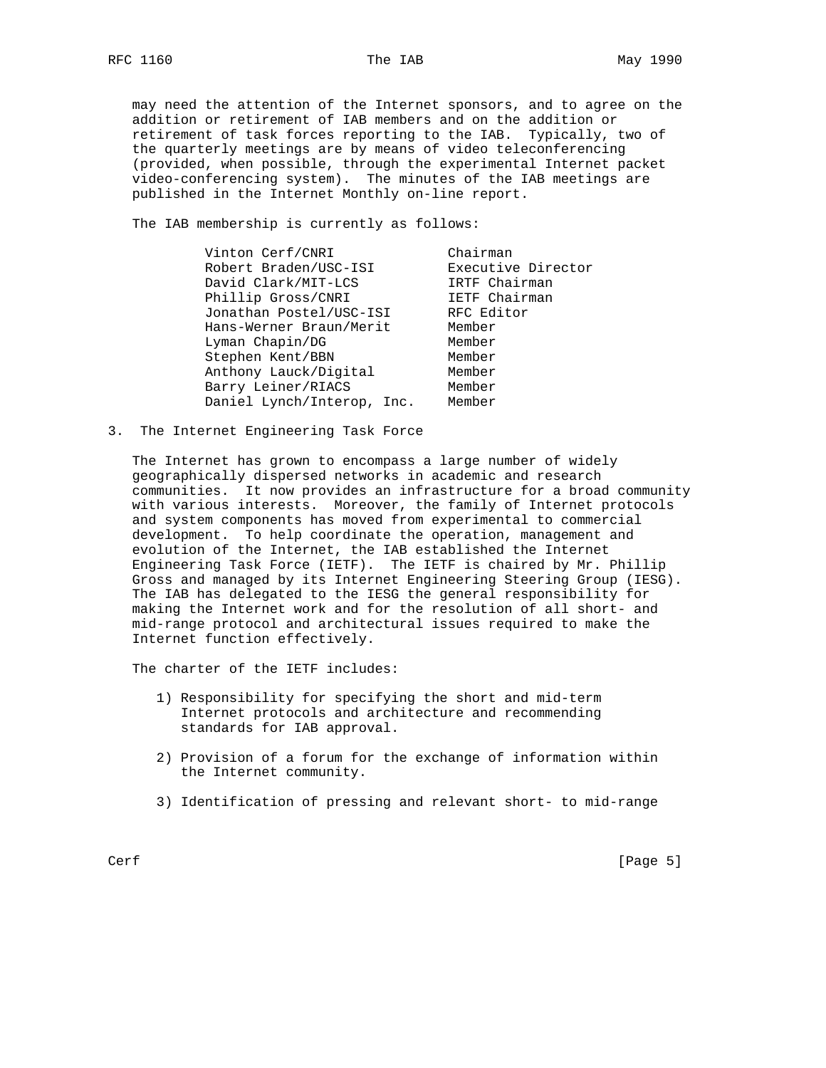may need the attention of the Internet sponsors, and to agree on the addition or retirement of IAB members and on the addition or retirement of task forces reporting to the IAB. Typically, two of the quarterly meetings are by means of video teleconferencing (provided, when possible, through the experimental Internet packet video-conferencing system). The minutes of the IAB meetings are published in the Internet Monthly on-line report.

The IAB membership is currently as follows:

| | |
|---|---|
| Vinton Cerf/CNRI | Chairman |
| Robert Braden/USC-ISI | Executive Director |
| David Clark/MIT-LCS | IRTF Chairman |
| Phillip Gross/CNRI | IETF Chairman |
| Jonathan Postel/USC-ISI | RFC Editor |
| Hans-Werner Braun/Merit | Member |
| Lyman Chapin/DG | Member |
| Stephen Kent/BBN | Member |
| Anthony Lauck/Digital | Member |
| Barry Leiner/RIACS | Member |
| Daniel Lynch/Interop, Inc. | Member |

## 3. The Internet Engineering Task Force

The Internet has grown to encompass a large number of widely geographically dispersed networks in academic and research communities. It now provides an infrastructure for a broad community with various interests. Moreover, the family of Internet protocols and system components has moved from experimental to commercial development. To help coordinate the operation, management and evolution of the Internet, the IAB established the Internet Engineering Task Force (IETF). The IETF is chaired by Mr. Phillip Gross and managed by its Internet Engineering Steering Group (IESG). The IAB has delegated to the IESG the general responsibility for making the Internet work and for the resolution of all short- and mid-range protocol and architectural issues required to make the Internet function effectively.

The charter of the IETF includes:

1) Responsibility for specifying the short and mid-term Internet protocols and architecture and recommending standards for IAB approval.

2) Provision of a forum for the exchange of information within the Internet community.

3) Identification of pressing and relevant short- to mid-range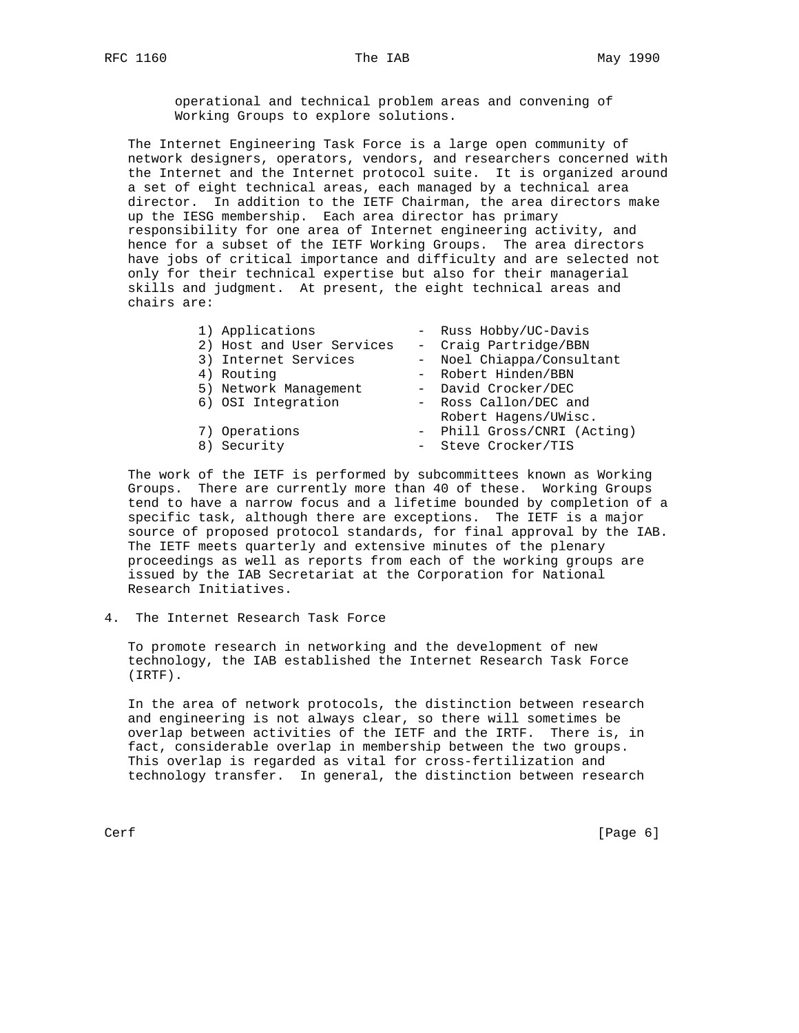operational and technical problem areas and convening of Working Groups to explore solutions.

The Internet Engineering Task Force is a large open community of network designers, operators, vendors, and researchers concerned with the Internet and the Internet protocol suite. It is organized around a set of eight technical areas, each managed by a technical area director. In addition to the IETF Chairman, the area directors make up the IESG membership. Each area director has primary responsibility for one area of Internet engineering activity, and hence for a subset of the IETF Working Groups. The area directors have jobs of critical importance and difficulty and are selected not only for their technical expertise but also for their managerial skills and judgment. At present, the eight technical areas and chairs are:

```
1) Applications              - Russ Hobby/UC-Davis
2) Host and User Services    - Craig Partridge/BBN
3) Internet Services         - Noel Chiappa/Consultant
4) Routing                   - Robert Hinden/BBN
5) Network Management        - David Crocker/DEC
6) OSI Integration           - Ross Callon/DEC and
                               Robert Hagens/UWisc.
7) Operations                - Phill Gross/CNRI (Acting)
8) Security                  - Steve Crocker/TIS
```

The work of the IETF is performed by subcommittees known as Working Groups. There are currently more than 40 of these. Working Groups tend to have a narrow focus and a lifetime bounded by completion of a specific task, although there are exceptions. The IETF is a major source of proposed protocol standards, for final approval by the IAB. The IETF meets quarterly and extensive minutes of the plenary proceedings as well as reports from each of the working groups are issued by the IAB Secretariat at the Corporation for National Research Initiatives.

## 4. The Internet Research Task Force

To promote research in networking and the development of new technology, the IAB established the Internet Research Task Force (IRTF).

In the area of network protocols, the distinction between research and engineering is not always clear, so there will sometimes be overlap between activities of the IETF and the IRTF. There is, in fact, considerable overlap in membership between the two groups. This overlap is regarded as vital for cross-fertilization and technology transfer. In general, the distinction between research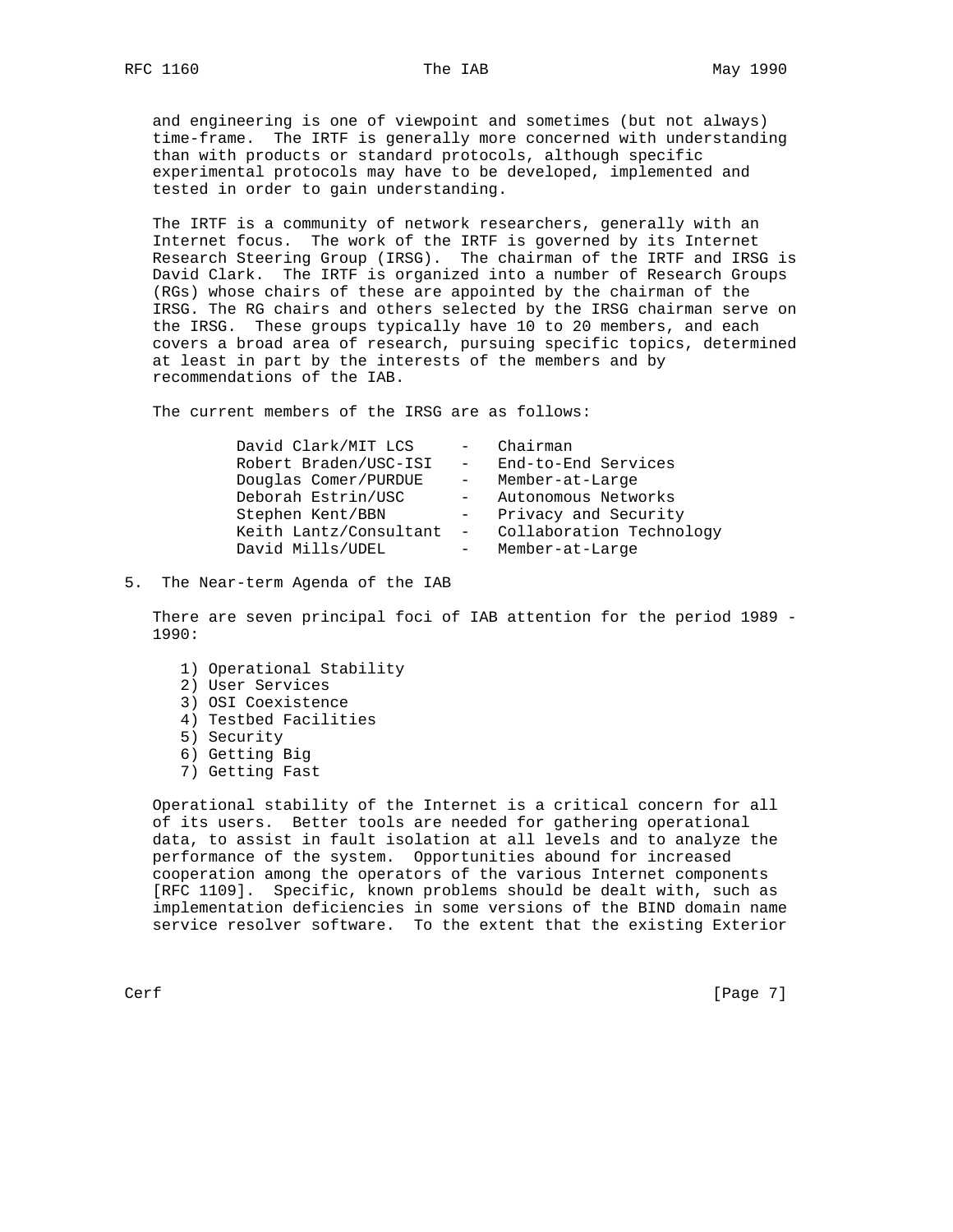and engineering is one of viewpoint and sometimes (but not always) time-frame. The IRTF is generally more concerned with understanding than with products or standard protocols, although specific experimental protocols may have to be developed, implemented and tested in order to gain understanding.

The IRTF is a community of network researchers, generally with an Internet focus. The work of the IRTF is governed by its Internet Research Steering Group (IRSG). The chairman of the IRTF and IRSG is David Clark. The IRTF is organized into a number of Research Groups (RGs) whose chairs of these are appointed by the chairman of the IRSG. The RG chairs and others selected by the IRSG chairman serve on the IRSG. These groups typically have 10 to 20 members, and each covers a broad area of research, pursuing specific topics, determined at least in part by the interests of the members and by recommendations of the IAB.

The current members of the IRSG are as follows:

```
David Clark/MIT LCS     -  Chairman
Robert Braden/USC-ISI   -  End-to-End Services
Douglas Comer/PURDUE    -  Member-at-Large
Deborah Estrin/USC      -  Autonomous Networks
Stephen Kent/BBN        -  Privacy and Security
Keith Lantz/Consultant  -  Collaboration Technology
David Mills/UDEL        -  Member-at-Large
```

## 5. The Near-term Agenda of the IAB

There are seven principal foci of IAB attention for the period 1989 - 1990:

1) Operational Stability
2) User Services
3) OSI Coexistence
4) Testbed Facilities
5) Security
6) Getting Big
7) Getting Fast

Operational stability of the Internet is a critical concern for all of its users. Better tools are needed for gathering operational data, to assist in fault isolation at all levels and to analyze the performance of the system. Opportunities abound for increased cooperation among the operators of the various Internet components [RFC 1109]. Specific, known problems should be dealt with, such as implementation deficiencies in some versions of the BIND domain name service resolver software. To the extent that the existing Exterior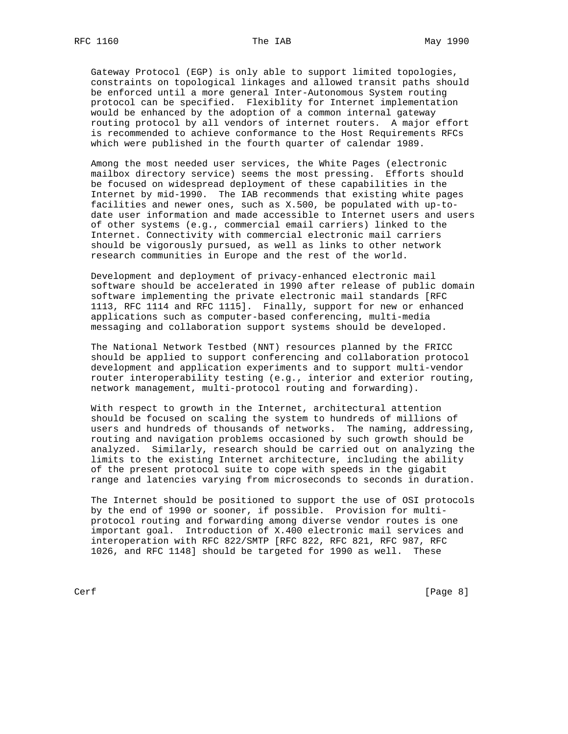Gateway Protocol (EGP) is only able to support limited topologies, constraints on topological linkages and allowed transit paths should be enforced until a more general Inter-Autonomous System routing protocol can be specified. Flexiblity for Internet implementation would be enhanced by the adoption of a common internal gateway routing protocol by all vendors of internet routers. A major effort is recommended to achieve conformance to the Host Requirements RFCs which were published in the fourth quarter of calendar 1989.

Among the most needed user services, the White Pages (electronic mailbox directory service) seems the most pressing. Efforts should be focused on widespread deployment of these capabilities in the Internet by mid-1990. The IAB recommends that existing white pages facilities and newer ones, such as X.500, be populated with up-to-date user information and made accessible to Internet users and users of other systems (e.g., commercial email carriers) linked to the Internet. Connectivity with commercial electronic mail carriers should be vigorously pursued, as well as links to other network research communities in Europe and the rest of the world.

Development and deployment of privacy-enhanced electronic mail software should be accelerated in 1990 after release of public domain software implementing the private electronic mail standards [RFC 1113, RFC 1114 and RFC 1115]. Finally, support for new or enhanced applications such as computer-based conferencing, multi-media messaging and collaboration support systems should be developed.

The National Network Testbed (NNT) resources planned by the FRICC should be applied to support conferencing and collaboration protocol development and application experiments and to support multi-vendor router interoperability testing (e.g., interior and exterior routing, network management, multi-protocol routing and forwarding).

With respect to growth in the Internet, architectural attention should be focused on scaling the system to hundreds of millions of users and hundreds of thousands of networks. The naming, addressing, routing and navigation problems occasioned by such growth should be analyzed. Similarly, research should be carried out on analyzing the limits to the existing Internet architecture, including the ability of the present protocol suite to cope with speeds in the gigabit range and latencies varying from microseconds to seconds in duration.

The Internet should be positioned to support the use of OSI protocols by the end of 1990 or sooner, if possible. Provision for multi-protocol routing and forwarding among diverse vendor routes is one important goal. Introduction of X.400 electronic mail services and interoperation with RFC 822/SMTP [RFC 822, RFC 821, RFC 987, RFC 1026, and RFC 1148] should be targeted for 1990 as well. These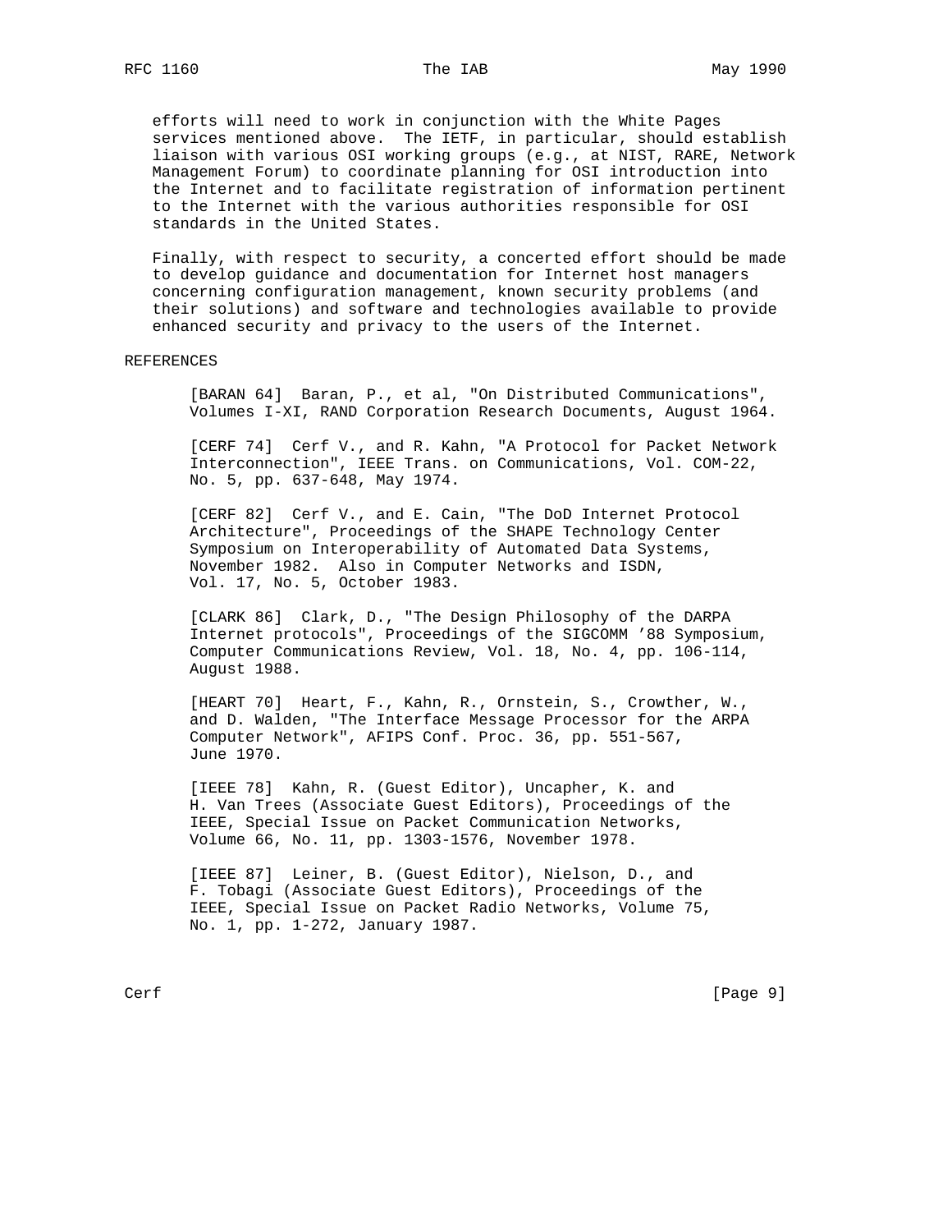efforts will need to work in conjunction with the White Pages services mentioned above. The IETF, in particular, should establish liaison with various OSI working groups (e.g., at NIST, RARE, Network Management Forum) to coordinate planning for OSI introduction into the Internet and to facilitate registration of information pertinent to the Internet with the various authorities responsible for OSI standards in the United States.

Finally, with respect to security, a concerted effort should be made to develop guidance and documentation for Internet host managers concerning configuration management, known security problems (and their solutions) and software and technologies available to provide enhanced security and privacy to the users of the Internet.

## REFERENCES

[BARAN 64] Baran, P., et al, "On Distributed Communications", Volumes I-XI, RAND Corporation Research Documents, August 1964.

[CERF 74] Cerf V., and R. Kahn, "A Protocol for Packet Network Interconnection", IEEE Trans. on Communications, Vol. COM-22, No. 5, pp. 637-648, May 1974.

[CERF 82] Cerf V., and E. Cain, "The DoD Internet Protocol Architecture", Proceedings of the SHAPE Technology Center Symposium on Interoperability of Automated Data Systems, November 1982. Also in Computer Networks and ISDN, Vol. 17, No. 5, October 1983.

[CLARK 86] Clark, D., "The Design Philosophy of the DARPA Internet protocols", Proceedings of the SIGCOMM '88 Symposium, Computer Communications Review, Vol. 18, No. 4, pp. 106-114, August 1988.

[HEART 70] Heart, F., Kahn, R., Ornstein, S., Crowther, W., and D. Walden, "The Interface Message Processor for the ARPA Computer Network", AFIPS Conf. Proc. 36, pp. 551-567, June 1970.

[IEEE 78] Kahn, R. (Guest Editor), Uncapher, K. and H. Van Trees (Associate Guest Editors), Proceedings of the IEEE, Special Issue on Packet Communication Networks, Volume 66, No. 11, pp. 1303-1576, November 1978.

[IEEE 87] Leiner, B. (Guest Editor), Nielson, D., and F. Tobagi (Associate Guest Editors), Proceedings of the IEEE, Special Issue on Packet Radio Networks, Volume 75, No. 1, pp. 1-272, January 1987.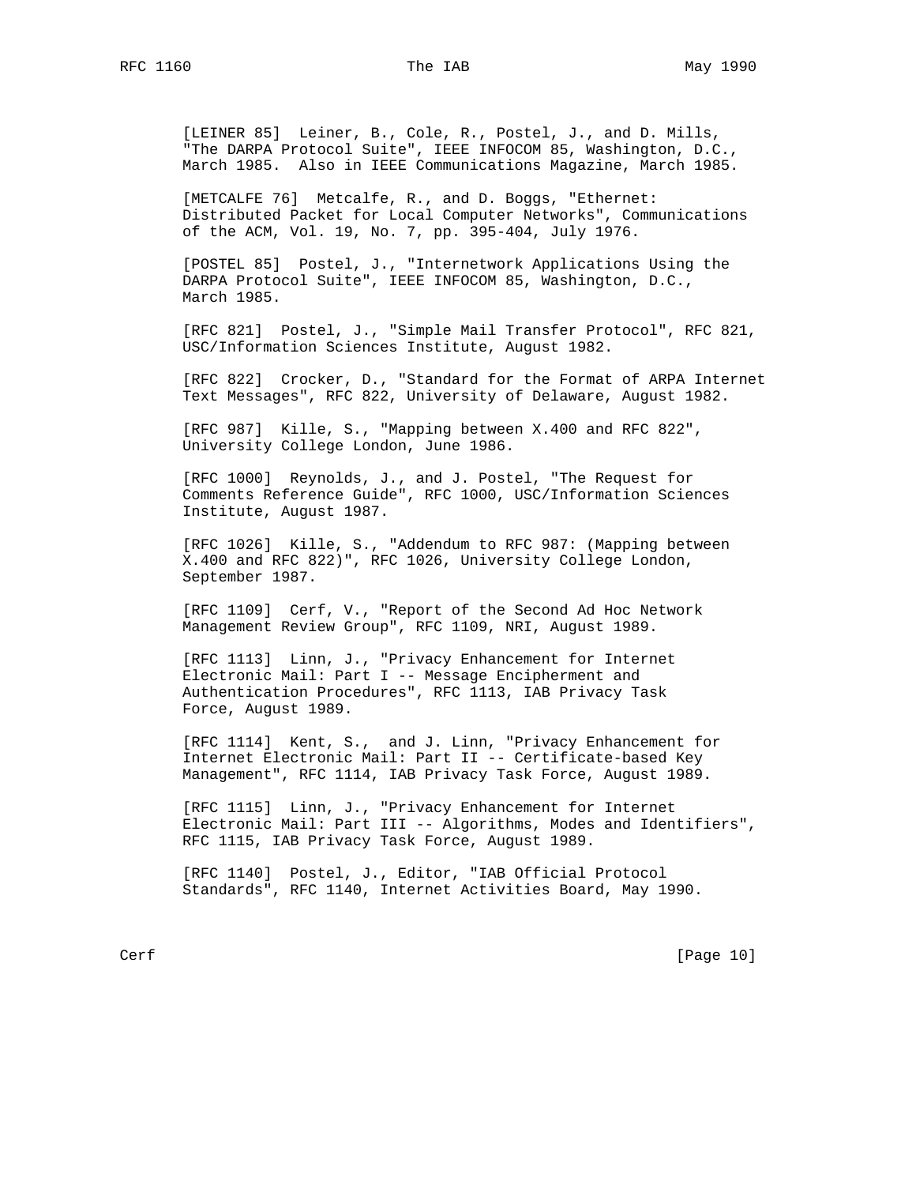[LEINER 85] Leiner, B., Cole, R., Postel, J., and D. Mills, "The DARPA Protocol Suite", IEEE INFOCOM 85, Washington, D.C., March 1985. Also in IEEE Communications Magazine, March 1985.

[METCALFE 76] Metcalfe, R., and D. Boggs, "Ethernet: Distributed Packet for Local Computer Networks", Communications of the ACM, Vol. 19, No. 7, pp. 395-404, July 1976.

[POSTEL 85] Postel, J., "Internetwork Applications Using the DARPA Protocol Suite", IEEE INFOCOM 85, Washington, D.C., March 1985.

[RFC 821] Postel, J., "Simple Mail Transfer Protocol", RFC 821, USC/Information Sciences Institute, August 1982.

[RFC 822] Crocker, D., "Standard for the Format of ARPA Internet Text Messages", RFC 822, University of Delaware, August 1982.

[RFC 987] Kille, S., "Mapping between X.400 and RFC 822", University College London, June 1986.

[RFC 1000] Reynolds, J., and J. Postel, "The Request for Comments Reference Guide", RFC 1000, USC/Information Sciences Institute, August 1987.

[RFC 1026] Kille, S., "Addendum to RFC 987: (Mapping between X.400 and RFC 822)", RFC 1026, University College London, September 1987.

[RFC 1109] Cerf, V., "Report of the Second Ad Hoc Network Management Review Group", RFC 1109, NRI, August 1989.

[RFC 1113] Linn, J., "Privacy Enhancement for Internet Electronic Mail: Part I -- Message Encipherment and Authentication Procedures", RFC 1113, IAB Privacy Task Force, August 1989.

[RFC 1114] Kent, S., and J. Linn, "Privacy Enhancement for Internet Electronic Mail: Part II -- Certificate-based Key Management", RFC 1114, IAB Privacy Task Force, August 1989.

[RFC 1115] Linn, J., "Privacy Enhancement for Internet Electronic Mail: Part III -- Algorithms, Modes and Identifiers", RFC 1115, IAB Privacy Task Force, August 1989.

[RFC 1140] Postel, J., Editor, "IAB Official Protocol Standards", RFC 1140, Internet Activities Board, May 1990.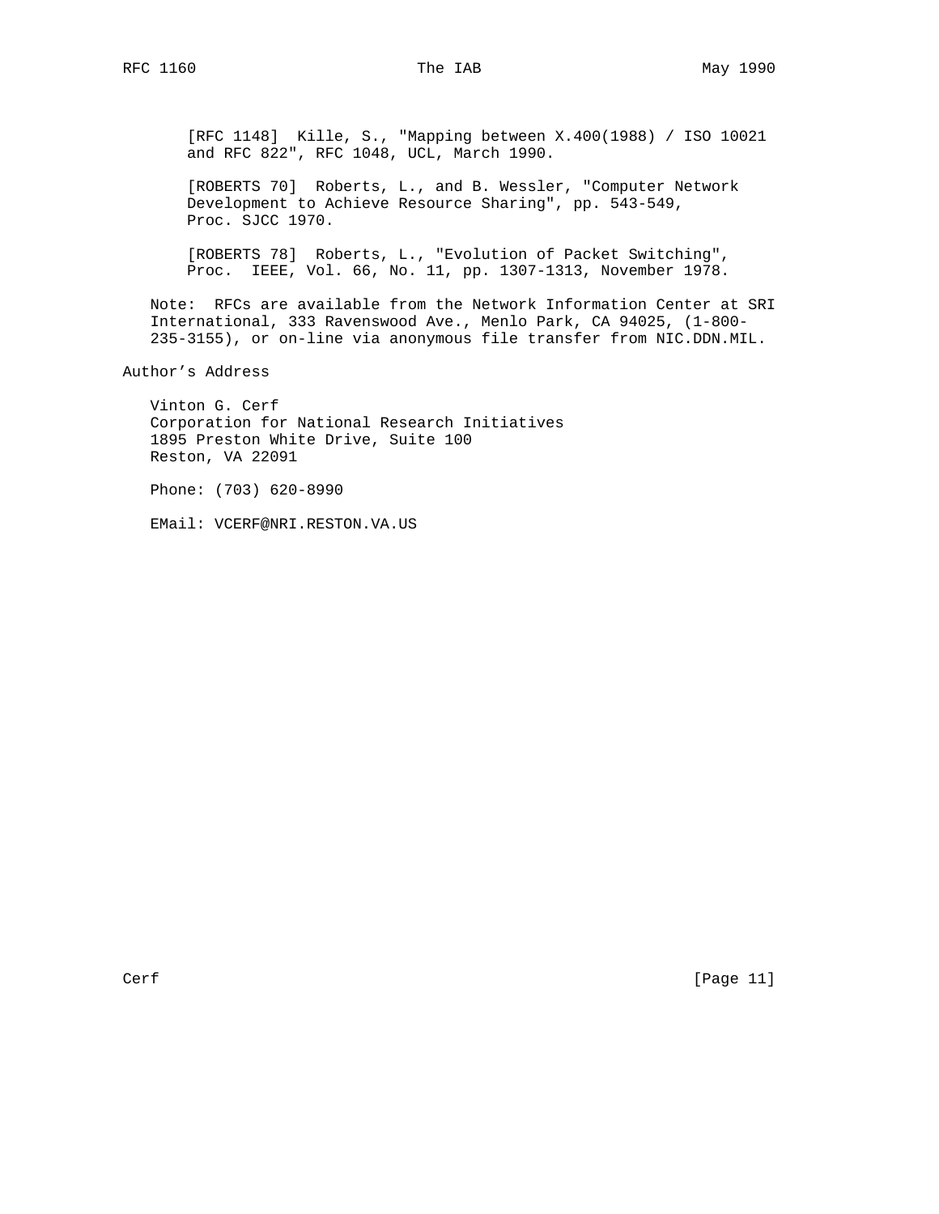[RFC 1148] Kille, S., "Mapping between X.400(1988) / ISO 10021 and RFC 822", RFC 1048, UCL, March 1990.

[ROBERTS 70] Roberts, L., and B. Wessler, "Computer Network Development to Achieve Resource Sharing", pp. 543-549, Proc. SJCC 1970.

[ROBERTS 78] Roberts, L., "Evolution of Packet Switching", Proc. IEEE, Vol. 66, No. 11, pp. 1307-1313, November 1978.

Note: RFCs are available from the Network Information Center at SRI International, 333 Ravenswood Ave., Menlo Park, CA 94025, (1-800-235-3155), or on-line via anonymous file transfer from NIC.DDN.MIL.

## Author's Address

Vinton G. Cerf
Corporation for National Research Initiatives
1895 Preston White Drive, Suite 100
Reston, VA 22091

Phone: (703) 620-8990

EMail: VCERF@NRI.RESTON.VA.US